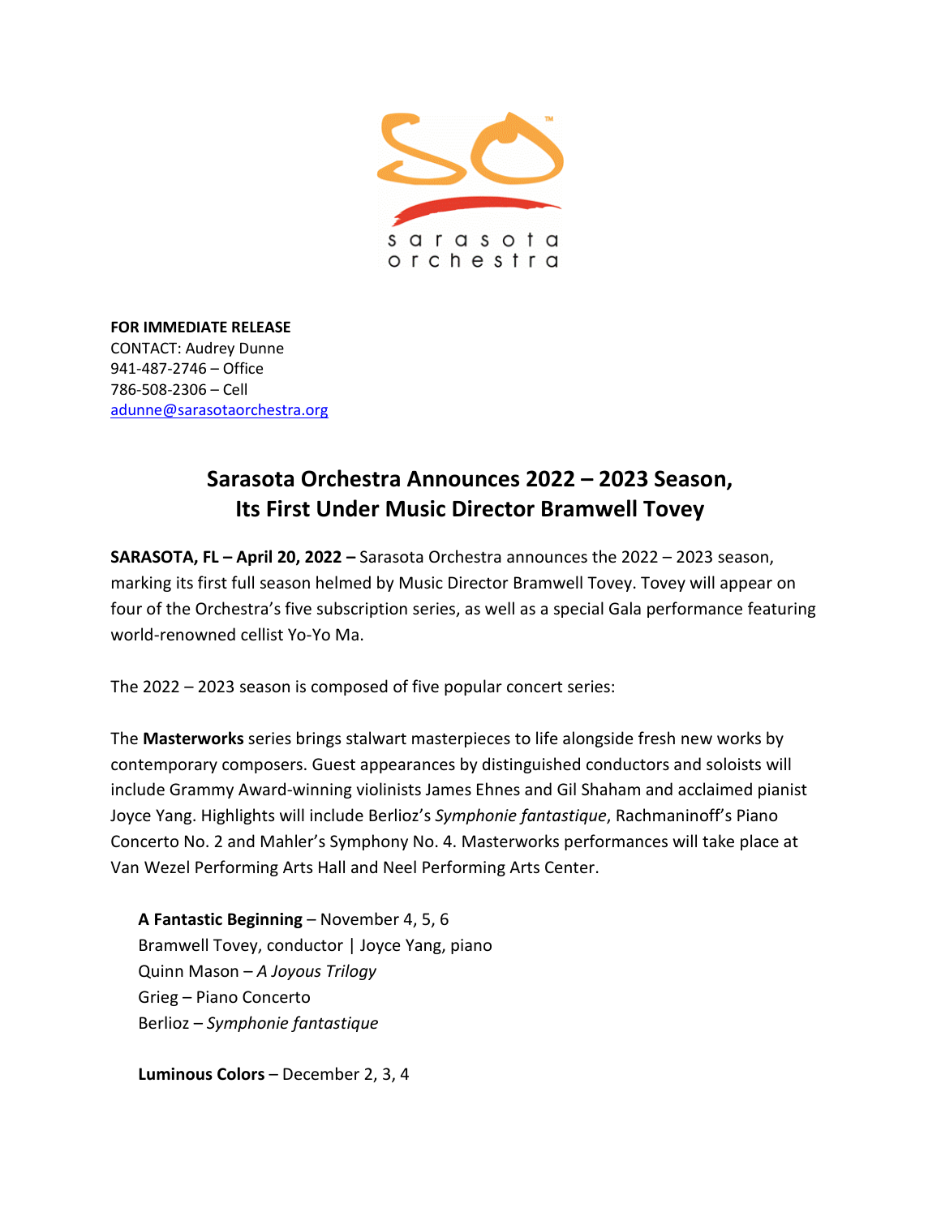**FOR IMMEDIATE RELEASE**
CONTACT: Audrey Dunne
941-487-2746 – Office
786-508-2306 – Cell
adunne@sarasotaorchestra.org

## Sarasota Orchestra Announces 2022 – 2023 Season, Its First Under Music Director Bramwell Tovey

**SARASOTA, FL – April 20, 2022 –** Sarasota Orchestra announces the 2022 – 2023 season, marking its first full season helmed by Music Director Bramwell Tovey. Tovey will appear on four of the Orchestra's five subscription series, as well as a special Gala performance featuring world-renowned cellist Yo-Yo Ma.

The 2022 – 2023 season is composed of five popular concert series:

The **Masterworks** series brings stalwart masterpieces to life alongside fresh new works by contemporary composers. Guest appearances by distinguished conductors and soloists will include Grammy Award-winning violinists James Ehnes and Gil Shaham and acclaimed pianist Joyce Yang. Highlights will include Berlioz's *Symphonie fantastique*, Rachmaninoff's Piano Concerto No. 2 and Mahler's Symphony No. 4. Masterworks performances will take place at Van Wezel Performing Arts Hall and Neel Performing Arts Center.

**A Fantastic Beginning** – November 4, 5, 6
Bramwell Tovey, conductor | Joyce Yang, piano
Quinn Mason – *A Joyous Trilogy*
Grieg – Piano Concerto
Berlioz – *Symphonie fantastique*

**Luminous Colors** – December 2, 3, 4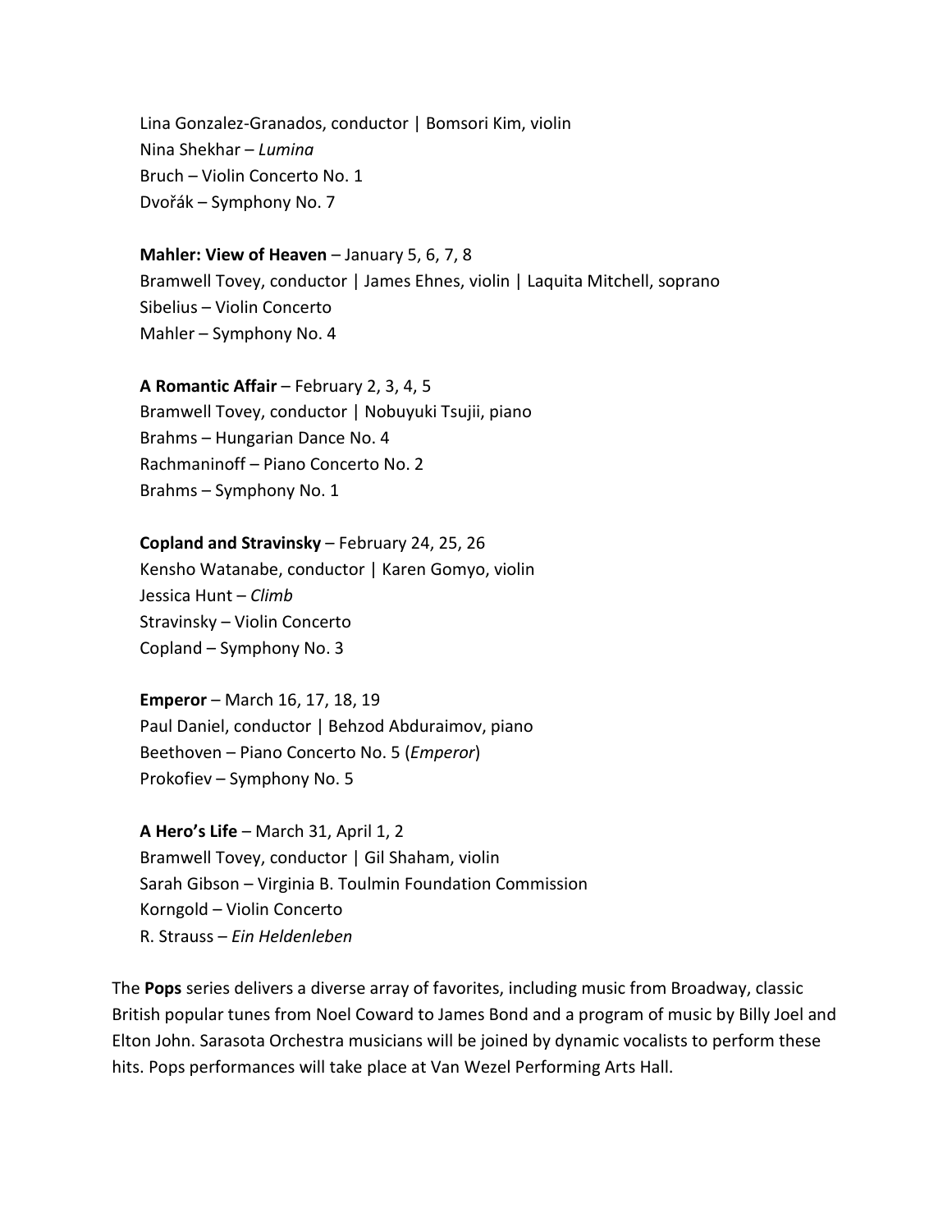Lina Gonzalez-Granados, conductor | Bomsori Kim, violin
Nina Shekhar – *Lumina*
Bruch – Violin Concerto No. 1
Dvořák – Symphony No. 7

**Mahler: View of Heaven** – January 5, 6, 7, 8
Bramwell Tovey, conductor | James Ehnes, violin | Laquita Mitchell, soprano
Sibelius – Violin Concerto
Mahler – Symphony No. 4

**A Romantic Affair** – February 2, 3, 4, 5
Bramwell Tovey, conductor | Nobuyuki Tsujii, piano
Brahms – Hungarian Dance No. 4
Rachmaninoff – Piano Concerto No. 2
Brahms – Symphony No. 1

**Copland and Stravinsky** – February 24, 25, 26
Kensho Watanabe, conductor | Karen Gomyo, violin
Jessica Hunt – *Climb*
Stravinsky – Violin Concerto
Copland – Symphony No. 3

**Emperor** – March 16, 17, 18, 19
Paul Daniel, conductor | Behzod Abduraimov, piano
Beethoven – Piano Concerto No. 5 (*Emperor*)
Prokofiev – Symphony No. 5

**A Hero's Life** – March 31, April 1, 2
Bramwell Tovey, conductor | Gil Shaham, violin
Sarah Gibson – Virginia B. Toulmin Foundation Commission
Korngold – Violin Concerto
R. Strauss – *Ein Heldenleben*

The **Pops** series delivers a diverse array of favorites, including music from Broadway, classic British popular tunes from Noel Coward to James Bond and a program of music by Billy Joel and Elton John. Sarasota Orchestra musicians will be joined by dynamic vocalists to perform these hits. Pops performances will take place at Van Wezel Performing Arts Hall.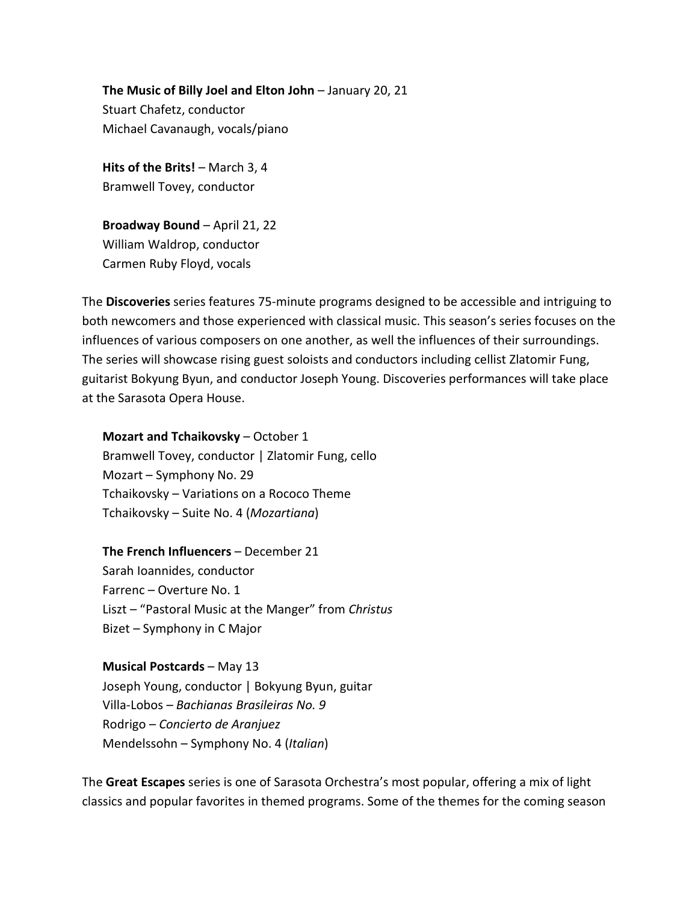**The Music of Billy Joel and Elton John** – January 20, 21
Stuart Chafetz, conductor
Michael Cavanaugh, vocals/piano

**Hits of the Brits!** – March 3, 4
Bramwell Tovey, conductor

**Broadway Bound** – April 21, 22
William Waldrop, conductor
Carmen Ruby Floyd, vocals

The **Discoveries** series features 75-minute programs designed to be accessible and intriguing to both newcomers and those experienced with classical music. This season's series focuses on the influences of various composers on one another, as well the influences of their surroundings. The series will showcase rising guest soloists and conductors including cellist Zlatomir Fung, guitarist Bokyung Byun, and conductor Joseph Young. Discoveries performances will take place at the Sarasota Opera House.

**Mozart and Tchaikovsky** – October 1
Bramwell Tovey, conductor | Zlatomir Fung, cello
Mozart – Symphony No. 29
Tchaikovsky – Variations on a Rococo Theme
Tchaikovsky – Suite No. 4 (*Mozartiana*)

**The French Influencers** – December 21
Sarah Ioannides, conductor
Farrenc – Overture No. 1
Liszt – "Pastoral Music at the Manger" from *Christus*
Bizet – Symphony in C Major

**Musical Postcards** – May 13
Joseph Young, conductor | Bokyung Byun, guitar
Villa-Lobos – *Bachianas Brasileiras No. 9*
Rodrigo – *Concierto de Aranjuez*
Mendelssohn – Symphony No. 4 (*Italian*)

The **Great Escapes** series is one of Sarasota Orchestra's most popular, offering a mix of light classics and popular favorites in themed programs. Some of the themes for the coming season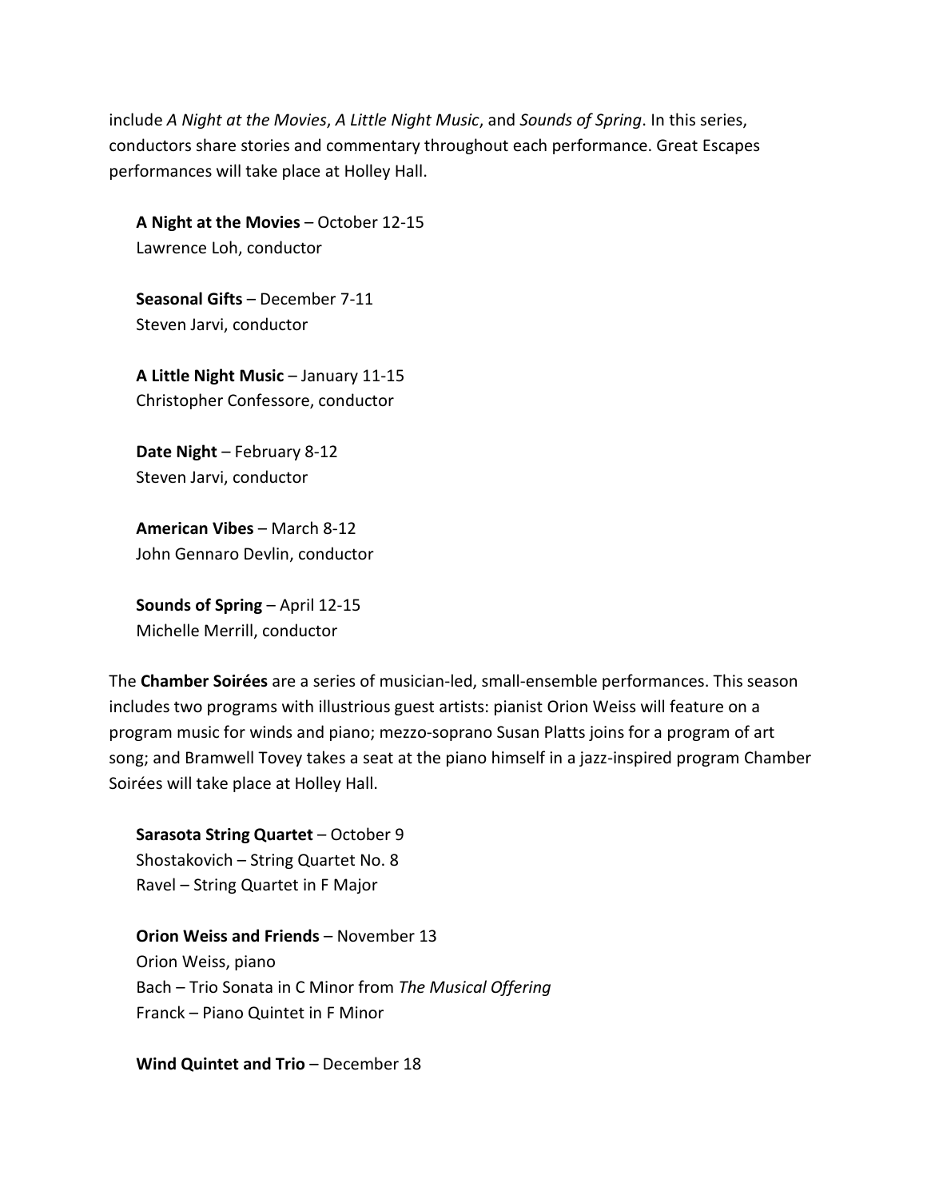include *A Night at the Movies*, *A Little Night Music*, and *Sounds of Spring*. In this series, conductors share stories and commentary throughout each performance. Great Escapes performances will take place at Holley Hall.

**A Night at the Movies** – October 12-15
Lawrence Loh, conductor

**Seasonal Gifts** – December 7-11
Steven Jarvi, conductor

**A Little Night Music** – January 11-15
Christopher Confessore, conductor

**Date Night** – February 8-12
Steven Jarvi, conductor

**American Vibes** – March 8-12
John Gennaro Devlin, conductor

**Sounds of Spring** – April 12-15
Michelle Merrill, conductor

The **Chamber Soirées** are a series of musician-led, small-ensemble performances. This season includes two programs with illustrious guest artists: pianist Orion Weiss will feature on a program music for winds and piano; mezzo-soprano Susan Platts joins for a program of art song; and Bramwell Tovey takes a seat at the piano himself in a jazz-inspired program Chamber Soirées will take place at Holley Hall.

**Sarasota String Quartet** – October 9
Shostakovich – String Quartet No. 8
Ravel – String Quartet in F Major

**Orion Weiss and Friends** – November 13
Orion Weiss, piano
Bach – Trio Sonata in C Minor from *The Musical Offering*
Franck – Piano Quintet in F Minor

**Wind Quintet and Trio** – December 18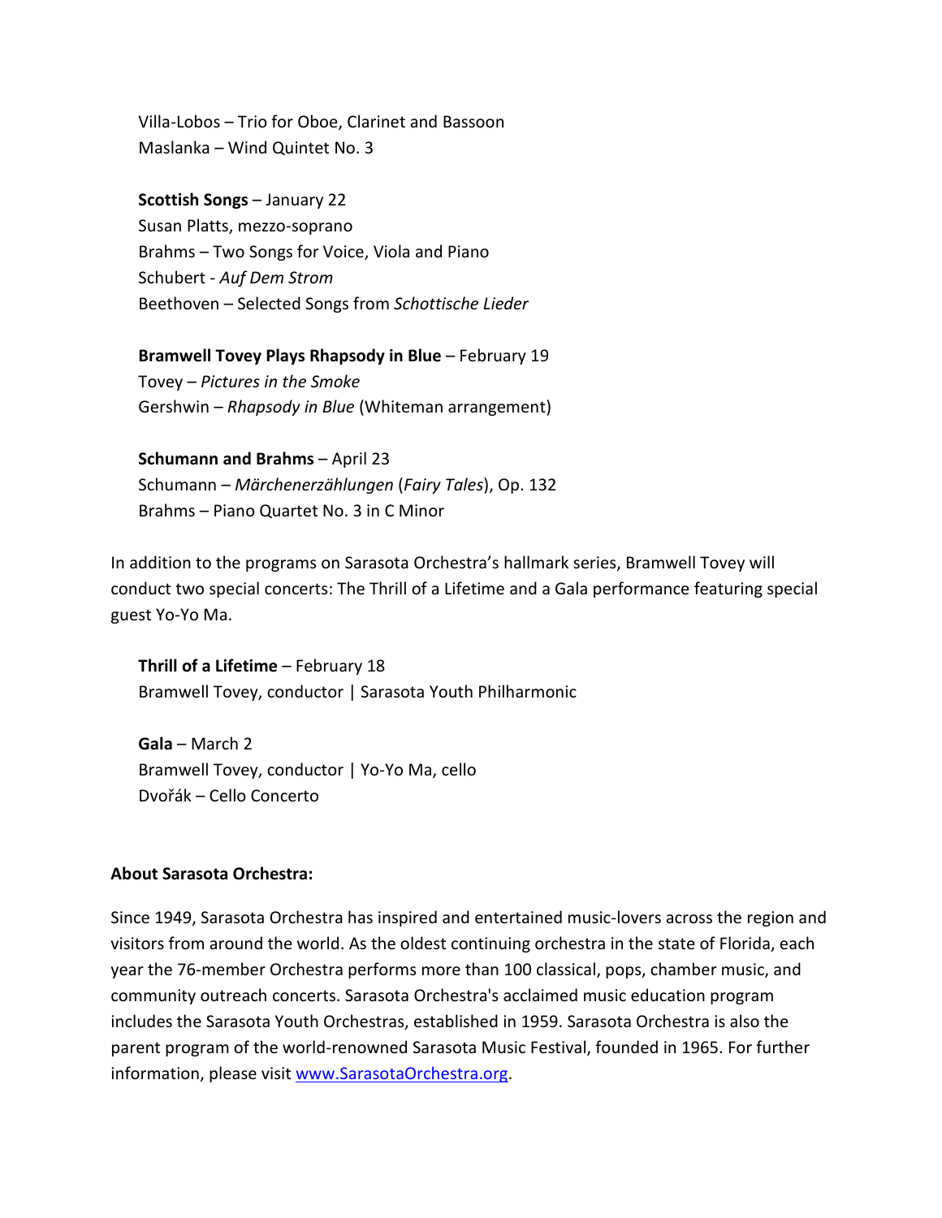Villa-Lobos – Trio for Oboe, Clarinet and Bassoon
Maslanka – Wind Quintet No. 3

**Scottish Songs** – January 22
Susan Platts, mezzo-soprano
Brahms – Two Songs for Voice, Viola and Piano
Schubert - *Auf Dem Strom*
Beethoven – Selected Songs from *Schottische Lieder*

**Bramwell Tovey Plays Rhapsody in Blue** – February 19
Tovey – *Pictures in the Smoke*
Gershwin – *Rhapsody in Blue* (Whiteman arrangement)

**Schumann and Brahms** – April 23
Schumann – *Märchenerzählungen* (*Fairy Tales*), Op. 132
Brahms – Piano Quartet No. 3 in C Minor

In addition to the programs on Sarasota Orchestra's hallmark series, Bramwell Tovey will conduct two special concerts: The Thrill of a Lifetime and a Gala performance featuring special guest Yo-Yo Ma.

**Thrill of a Lifetime** – February 18
Bramwell Tovey, conductor | Sarasota Youth Philharmonic

**Gala** – March 2
Bramwell Tovey, conductor | Yo-Yo Ma, cello
Dvořák – Cello Concerto

**About Sarasota Orchestra:**

Since 1949, Sarasota Orchestra has inspired and entertained music-lovers across the region and visitors from around the world. As the oldest continuing orchestra in the state of Florida, each year the 76-member Orchestra performs more than 100 classical, pops, chamber music, and community outreach concerts. Sarasota Orchestra's acclaimed music education program includes the Sarasota Youth Orchestras, established in 1959. Sarasota Orchestra is also the parent program of the world-renowned Sarasota Music Festival, founded in 1965. For further information, please visit [www.SarasotaOrchestra.org](http://www.SarasotaOrchestra.org).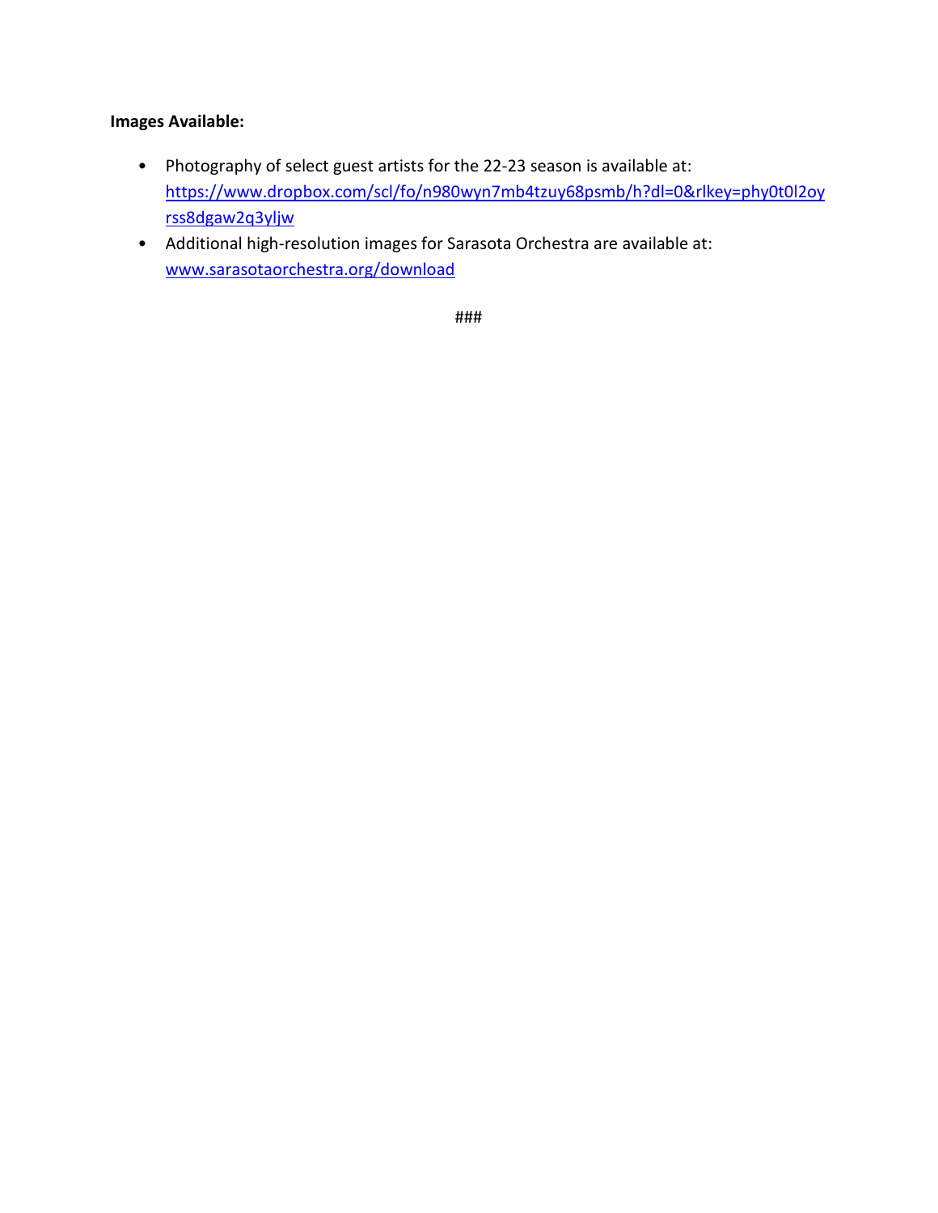**Images Available:**

- Photography of select guest artists for the 22-23 season is available at: https://www.dropbox.com/scl/fo/n980wyn7mb4tzuy68psmb/h?dl=0&rlkey=phy0t0l2oyrss8dgaw2q3yljw
- Additional high-resolution images for Sarasota Orchestra are available at: www.sarasotaorchestra.org/download

###